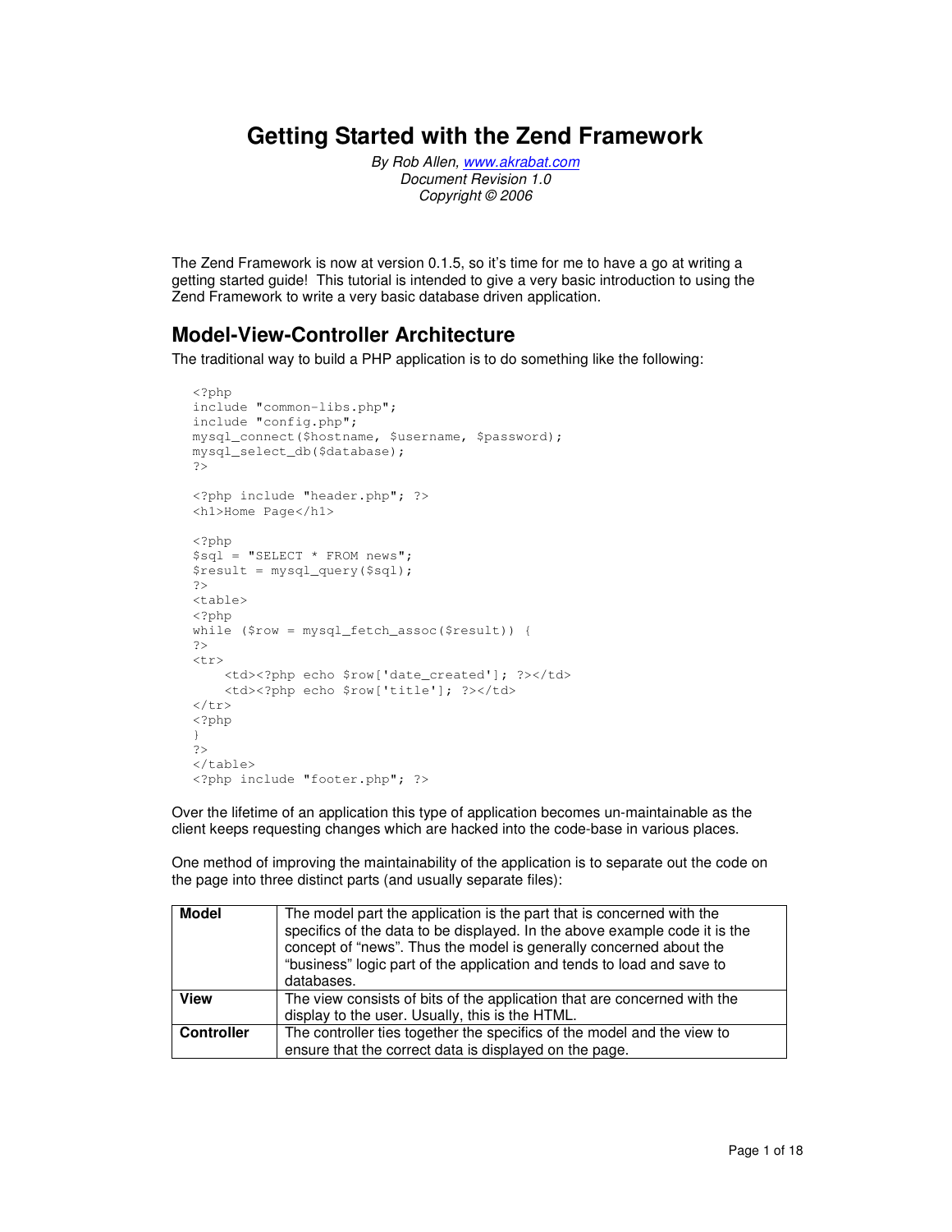# Getting Started with the Zend Framework

*By Rob Allen, [www.akrabat.com](http://www.akrabat.com)*
*Document Revision 1.0*
*Copyright © 2006*

The Zend Framework is now at version 0.1.5, so it's time for me to have a go at writing a getting started guide! This tutorial is intended to give a very basic introduction to using the Zend Framework to write a very basic database driven application.

## Model-View-Controller Architecture

The traditional way to build a PHP application is to do something like the following:

```
<?php
include "common-libs.php";
include "config.php";
mysql_connect($hostname, $username, $password);
mysql_select_db($database);
?>

<?php include "header.php"; ?>
<h1>Home Page</h1>

<?php
$sql = "SELECT * FROM news";
$result = mysql_query($sql);
?>
<table>
<?php
while ($row = mysql_fetch_assoc($result)) {
?>
<tr>
    <td><?php echo $row['date_created']; ?></td>
    <td><?php echo $row['title']; ?></td>
</tr>
<?php
}
?>
</table>
<?php include "footer.php"; ?>
```

Over the lifetime of an application this type of application becomes un-maintainable as the client keeps requesting changes which are hacked into the code-base in various places.

One method of improving the maintainability of the application is to separate out the code on the page into three distinct parts (and usually separate files):

| | |
|---|---|
| **Model** | The model part the application is the part that is concerned with the specifics of the data to be displayed. In the above example code it is the concept of "news". Thus the model is generally concerned about the "business" logic part of the application and tends to load and save to databases. |
| **View** | The view consists of bits of the application that are concerned with the display to the user. Usually, this is the HTML. |
| **Controller** | The controller ties together the specifics of the model and the view to ensure that the correct data is displayed on the page. |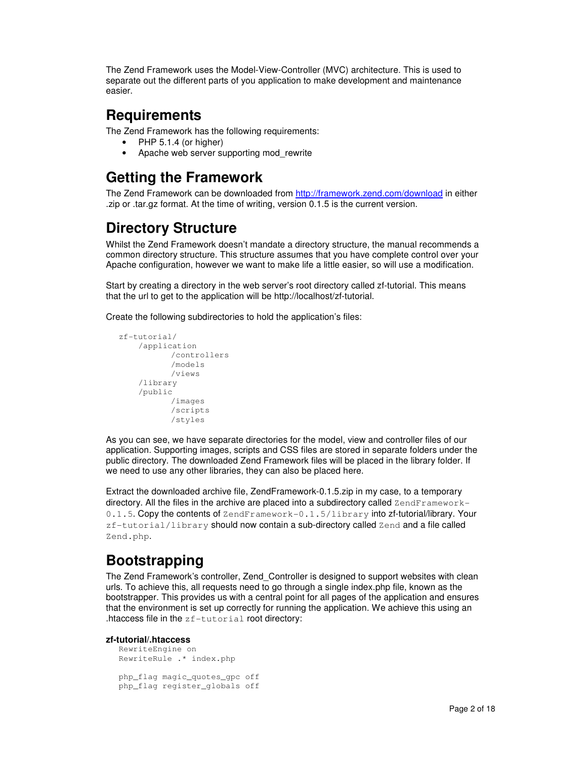The Zend Framework uses the Model-View-Controller (MVC) architecture. This is used to separate out the different parts of you application to make development and maintenance easier.

## Requirements

The Zend Framework has the following requirements:

- PHP 5.1.4 (or higher)
- Apache web server supporting mod_rewrite

## Getting the Framework

The Zend Framework can be downloaded from http://framework.zend.com/download in either .zip or .tar.gz format. At the time of writing, version 0.1.5 is the current version.

## Directory Structure

Whilst the Zend Framework doesn't mandate a directory structure, the manual recommends a common directory structure. This structure assumes that you have complete control over your Apache configuration, however we want to make life a little easier, so will use a modification.

Start by creating a directory in the web server's root directory called zf-tutorial. This means that the url to get to the application will be http://localhost/zf-tutorial.

Create the following subdirectories to hold the application's files:

```
zf-tutorial/
    /application
           /controllers
           /models
           /views
    /library
    /public
           /images
           /scripts
           /styles
```

As you can see, we have separate directories for the model, view and controller files of our application. Supporting images, scripts and CSS files are stored in separate folders under the public directory. The downloaded Zend Framework files will be placed in the library folder. If we need to use any other libraries, they can also be placed here.

Extract the downloaded archive file, ZendFramework-0.1.5.zip in my case, to a temporary directory. All the files in the archive are placed into a subdirectory called `ZendFramework-0.1.5`. Copy the contents of `ZendFramework-0.1.5/library` into zf-tutorial/library. Your `zf-tutorial/library` should now contain a sub-directory called `Zend` and a file called `Zend.php`.

## Bootstrapping

The Zend Framework's controller, Zend_Controller is designed to support websites with clean urls. To achieve this, all requests need to go through a single index.php file, known as the bootstrapper. This provides us with a central point for all pages of the application and ensures that the environment is set up correctly for running the application. We achieve this using an .htaccess file in the `zf-tutorial` root directory:

**zf-tutorial/.htaccess**

```
RewriteEngine on
RewriteRule .* index.php

php_flag magic_quotes_gpc off
php_flag register_globals off
```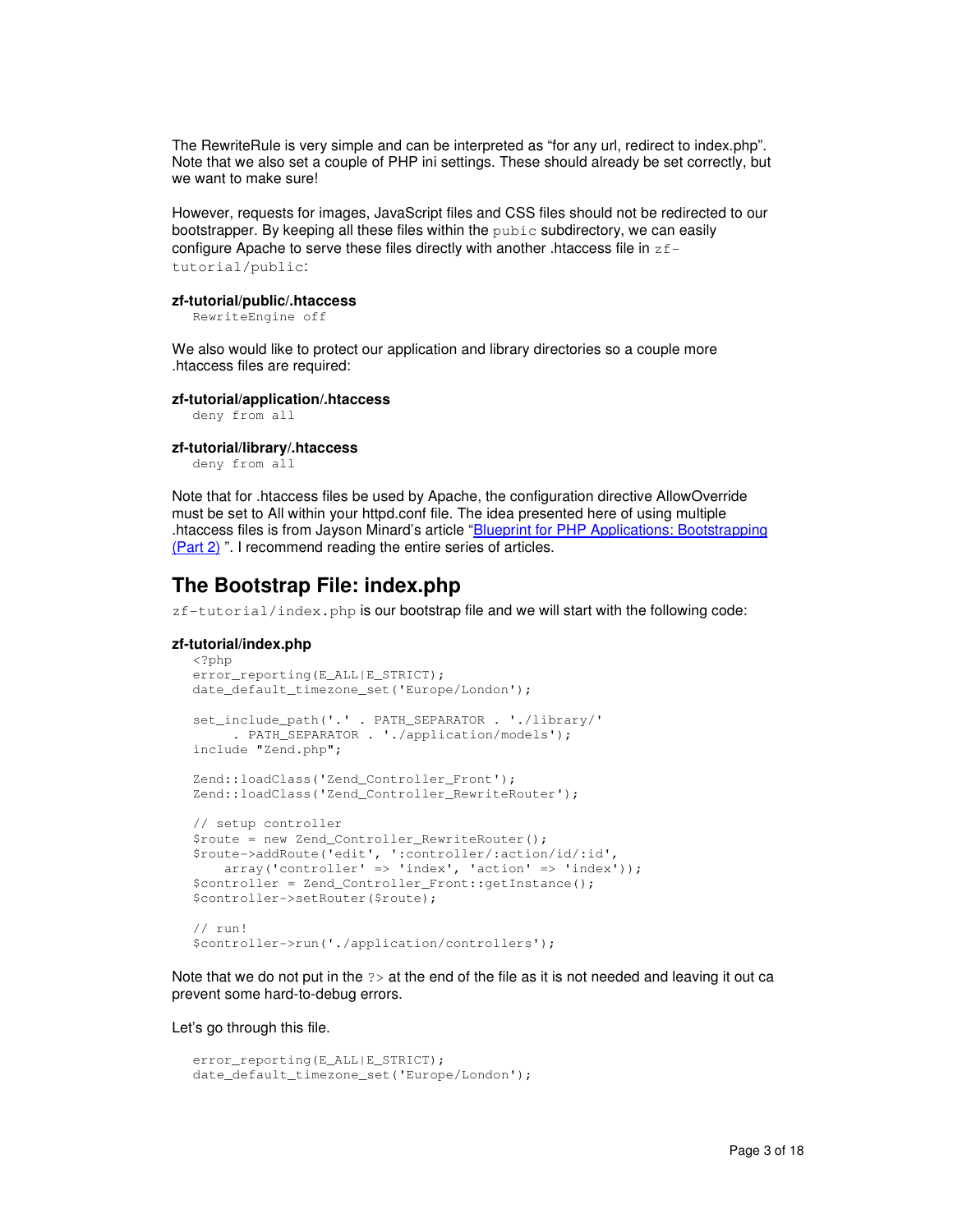The RewriteRule is very simple and can be interpreted as "for any url, redirect to index.php". Note that we also set a couple of PHP ini settings. These should already be set correctly, but we want to make sure!

However, requests for images, JavaScript files and CSS files should not be redirected to our bootstrapper. By keeping all these files within the `pubic` subdirectory, we can easily configure Apache to serve these files directly with another .htaccess file in `zf-tutorial/public`:

**zf-tutorial/public/.htaccess**

```
RewriteEngine off
```

We also would like to protect our application and library directories so a couple more .htaccess files are required:

**zf-tutorial/application/.htaccess**

```
deny from all
```

**zf-tutorial/library/.htaccess**

```
deny from all
```

Note that for .htaccess files be used by Apache, the configuration directive AllowOverride must be set to All within your httpd.conf file. The idea presented here of using multiple .htaccess files is from Jayson Minard's article "Blueprint for PHP Applications: Bootstrapping (Part 2) ". I recommend reading the entire series of articles.

## The Bootstrap File: index.php

`zf-tutorial/index.php` is our bootstrap file and we will start with the following code:

**zf-tutorial/index.php**

```
<?php
error_reporting(E_ALL|E_STRICT);
date_default_timezone_set('Europe/London');

set_include_path('.' . PATH_SEPARATOR . './library/'
     . PATH_SEPARATOR . './application/models');
include "Zend.php";

Zend::loadClass('Zend_Controller_Front');
Zend::loadClass('Zend_Controller_RewriteRouter');

// setup controller
$route = new Zend_Controller_RewriteRouter();
$route->addRoute('edit', ':controller/:action/id/:id',
    array('controller' => 'index', 'action' => 'index'));
$controller = Zend_Controller_Front::getInstance();
$controller->setRouter($route);

// run!
$controller->run('./application/controllers');
```

Note that we do not put in the `?>` at the end of the file as it is not needed and leaving it out ca prevent some hard-to-debug errors.

Let's go through this file.

```
error_reporting(E_ALL|E_STRICT);
date_default_timezone_set('Europe/London');
```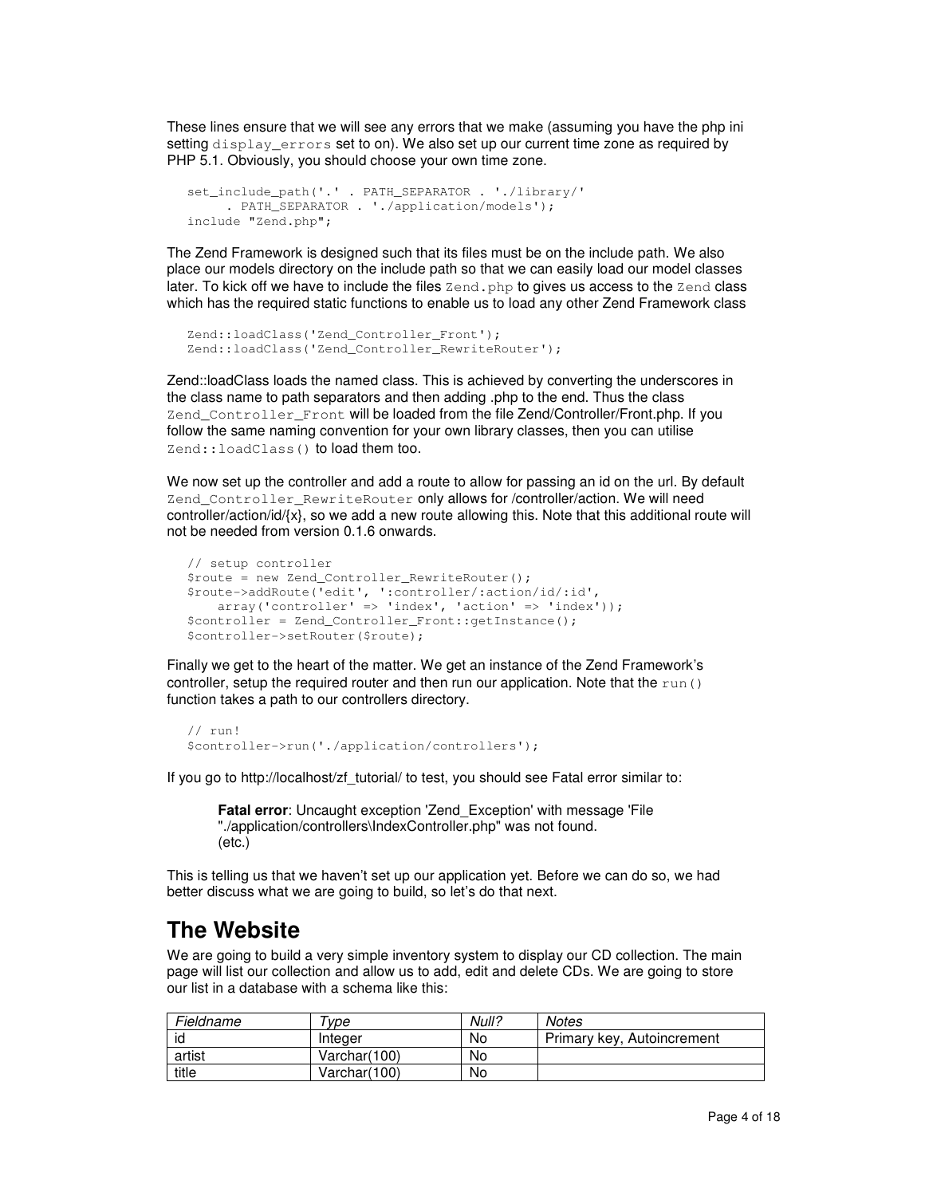These lines ensure that we will see any errors that we make (assuming you have the php ini setting `display_errors` set to on). We also set up our current time zone as required by PHP 5.1. Obviously, you should choose your own time zone.

```
set_include_path('.' . PATH_SEPARATOR . './library/'
     . PATH_SEPARATOR . './application/models');
include "Zend.php";
```

The Zend Framework is designed such that its files must be on the include path. We also place our models directory on the include path so that we can easily load our model classes later. To kick off we have to include the files `Zend.php` to gives us access to the `Zend` class which has the required static functions to enable us to load any other Zend Framework class

```
Zend::loadClass('Zend_Controller_Front');
Zend::loadClass('Zend_Controller_RewriteRouter');
```

Zend::loadClass loads the named class. This is achieved by converting the underscores in the class name to path separators and then adding .php to the end. Thus the class `Zend_Controller_Front` will be loaded from the file Zend/Controller/Front.php. If you follow the same naming convention for your own library classes, then you can utilise `Zend::loadClass()` to load them too.

We now set up the controller and add a route to allow for passing an id on the url. By default `Zend_Controller_RewriteRouter` only allows for /controller/action. We will need controller/action/id/{x}, so we add a new route allowing this. Note that this additional route will not be needed from version 0.1.6 onwards.

```
// setup controller
$route = new Zend_Controller_RewriteRouter();
$route->addRoute('edit', ':controller/:action/id/:id',
    array('controller' => 'index', 'action' => 'index'));
$controller = Zend_Controller_Front::getInstance();
$controller->setRouter($route);
```

Finally we get to the heart of the matter. We get an instance of the Zend Framework's controller, setup the required router and then run our application. Note that the `run()` function takes a path to our controllers directory.

```
// run!
$controller->run('./application/controllers');
```

If you go to http://localhost/zf_tutorial/ to test, you should see Fatal error similar to:

> **Fatal error**: Uncaught exception 'Zend_Exception' with message 'File "./application/controllers\IndexController.php" was not found.
> (etc.)

This is telling us that we haven't set up our application yet. Before we can do so, we had better discuss what we are going to build, so let's do that next.

# The Website

We are going to build a very simple inventory system to display our CD collection. The main page will list our collection and allow us to add, edit and delete CDs. We are going to store our list in a database with a schema like this:

| *Fieldname* | *Type* | *Null?* | *Notes* |
|---|---|---|---|
| id | Integer | No | Primary key, Autoincrement |
| artist | Varchar(100) | No | |
| title | Varchar(100) | No | |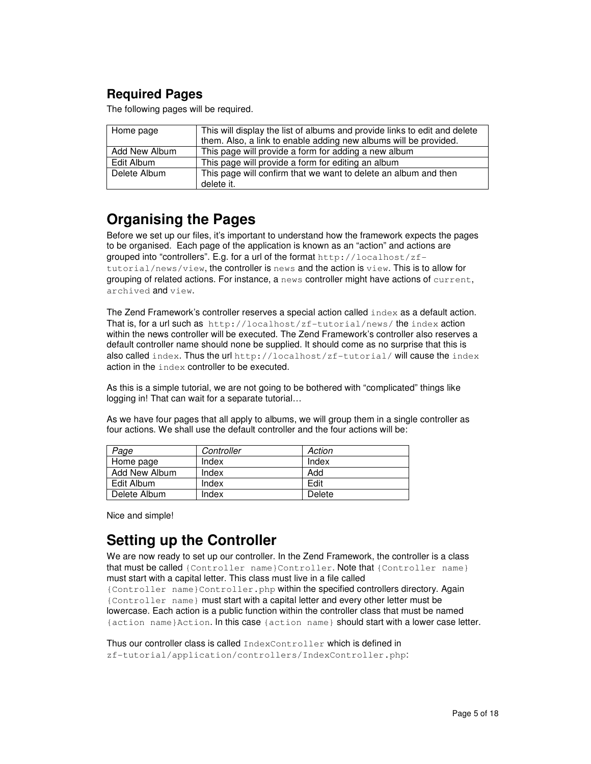### Required Pages

The following pages will be required.

| Home page | This will display the list of albums and provide links to edit and delete them. Also, a link to enable adding new albums will be provided. |
|---|---|
| Add New Album | This page will provide a form for adding a new album |
| Edit Album | This page will provide a form for editing an album |
| Delete Album | This page will confirm that we want to delete an album and then delete it. |

## Organising the Pages

Before we set up our files, it's important to understand how the framework expects the pages to be organised. Each page of the application is known as an "action" and actions are grouped into "controllers". E.g. for a url of the format `http://localhost/zf-tutorial/news/view`, the controller is `news` and the action is `view`. This is to allow for grouping of related actions. For instance, a `news` controller might have actions of `current`, `archived` and `view`.

The Zend Framework's controller reserves a special action called `index` as a default action. That is, for a url such as `http://localhost/zf-tutorial/news/` the `index` action within the news controller will be executed. The Zend Framework's controller also reserves a default controller name should none be supplied. It should come as no surprise that this is also called `index`. Thus the url `http://localhost/zf-tutorial/` will cause the `index` action in the `index` controller to be executed.

As this is a simple tutorial, we are not going to be bothered with "complicated" things like logging in! That can wait for a separate tutorial…

As we have four pages that all apply to albums, we will group them in a single controller as four actions. We shall use the default controller and the four actions will be:

| *Page* | *Controller* | *Action* |
|---|---|---|
| Home page | Index | Index |
| Add New Album | Index | Add |
| Edit Album | Index | Edit |
| Delete Album | Index | Delete |

Nice and simple!

## Setting up the Controller

We are now ready to set up our controller. In the Zend Framework, the controller is a class that must be called `{Controller name}Controller`. Note that `{Controller name}` must start with a capital letter. This class must live in a file called `{Controller name}Controller.php` within the specified controllers directory. Again `{Controller name}` must start with a capital letter and every other letter must be lowercase. Each action is a public function within the controller class that must be named `{action name}Action`. In this case `{action name}` should start with a lower case letter.

Thus our controller class is called `IndexController` which is defined in `zf-tutorial/application/controllers/IndexController.php`: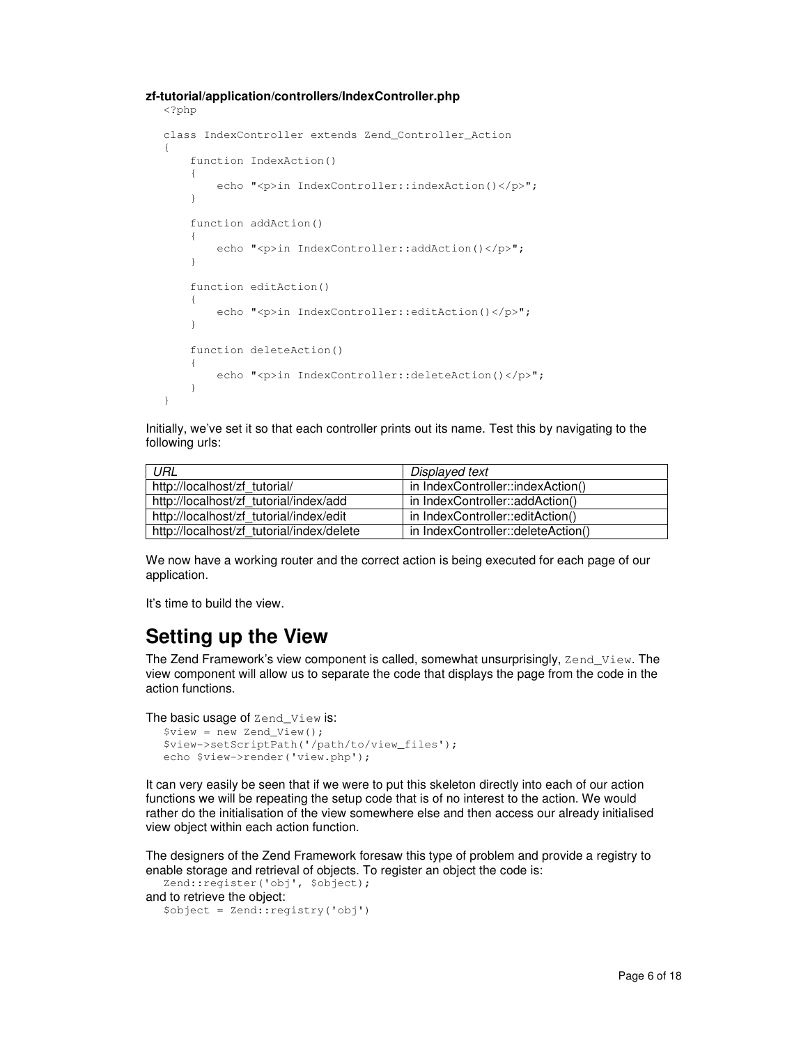**zf-tutorial/application/controllers/IndexController.php**

```php
<?php

class IndexController extends Zend_Controller_Action
{
    function IndexAction()
    {
        echo "<p>in IndexController::indexAction()</p>";
    }

    function addAction()
    {
        echo "<p>in IndexController::addAction()</p>";
    }

    function editAction()
    {
        echo "<p>in IndexController::editAction()</p>";
    }

    function deleteAction()
    {
        echo "<p>in IndexController::deleteAction()</p>";
    }
}
```

Initially, we've set it so that each controller prints out its name. Test this by navigating to the following urls:

| *URL* | *Displayed text* |
|---|---|
| http://localhost/zf_tutorial/ | in IndexController::indexAction() |
| http://localhost/zf_tutorial/index/add | in IndexController::addAction() |
| http://localhost/zf_tutorial/index/edit | in IndexController::editAction() |
| http://localhost/zf_tutorial/index/delete | in IndexController::deleteAction() |

We now have a working router and the correct action is being executed for each page of our application.

It's time to build the view.

# Setting up the View

The Zend Framework's view component is called, somewhat unsurprisingly, `Zend_View`. The view component will allow us to separate the code that displays the page from the code in the action functions.

The basic usage of `Zend_View` is:

```php
$view = new Zend_View();
$view->setScriptPath('/path/to/view_files');
echo $view->render('view.php');
```

It can very easily be seen that if we were to put this skeleton directly into each of our action functions we will be repeating the setup code that is of no interest to the action. We would rather do the initialisation of the view somewhere else and then access our already initialised view object within each action function.

The designers of the Zend Framework foresaw this type of problem and provide a registry to enable storage and retrieval of objects. To register an object the code is:

```php
Zend::register('obj', $object);
```

and to retrieve the object:

```php
$object = Zend::registry('obj')
```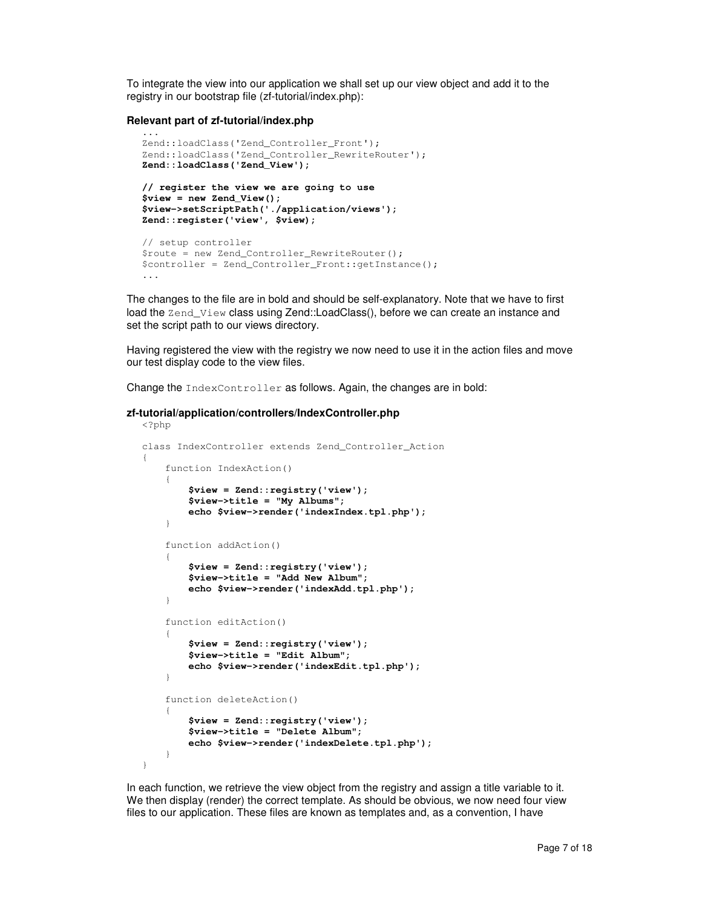To integrate the view into our application we shall set up our view object and add it to the registry in our bootstrap file (zf-tutorial/index.php):

**Relevant part of zf-tutorial/index.php**

```
...
Zend::loadClass('Zend_Controller_Front');
Zend::loadClass('Zend_Controller_RewriteRouter');
Zend::loadClass('Zend_View');

// register the view we are going to use
$view = new Zend_View();
$view->setScriptPath('./application/views');
Zend::register('view', $view);

// setup controller
$route = new Zend_Controller_RewriteRouter();
$controller = Zend_Controller_Front::getInstance();
...
```

The changes to the file are in bold and should be self-explanatory. Note that we have to first load the `Zend_View` class using Zend::LoadClass(), before we can create an instance and set the script path to our views directory.

Having registered the view with the registry we now need to use it in the action files and move our test display code to the view files.

Change the `IndexController` as follows. Again, the changes are in bold:

**zf-tutorial/application/controllers/IndexController.php**

```
<?php

class IndexController extends Zend_Controller_Action
{
    function IndexAction()
    {
        $view = Zend::registry('view');
        $view->title = "My Albums";
        echo $view->render('indexIndex.tpl.php');
    }

    function addAction()
    {
        $view = Zend::registry('view');
        $view->title = "Add New Album";
        echo $view->render('indexAdd.tpl.php');
    }

    function editAction()
    {
        $view = Zend::registry('view');
        $view->title = "Edit Album";
        echo $view->render('indexEdit.tpl.php');
    }

    function deleteAction()
    {
        $view = Zend::registry('view');
        $view->title = "Delete Album";
        echo $view->render('indexDelete.tpl.php');
    }
}
```

In each function, we retrieve the view object from the registry and assign a title variable to it. We then display (render) the correct template. As should be obvious, we now need four view files to our application. These files are known as templates and, as a convention, I have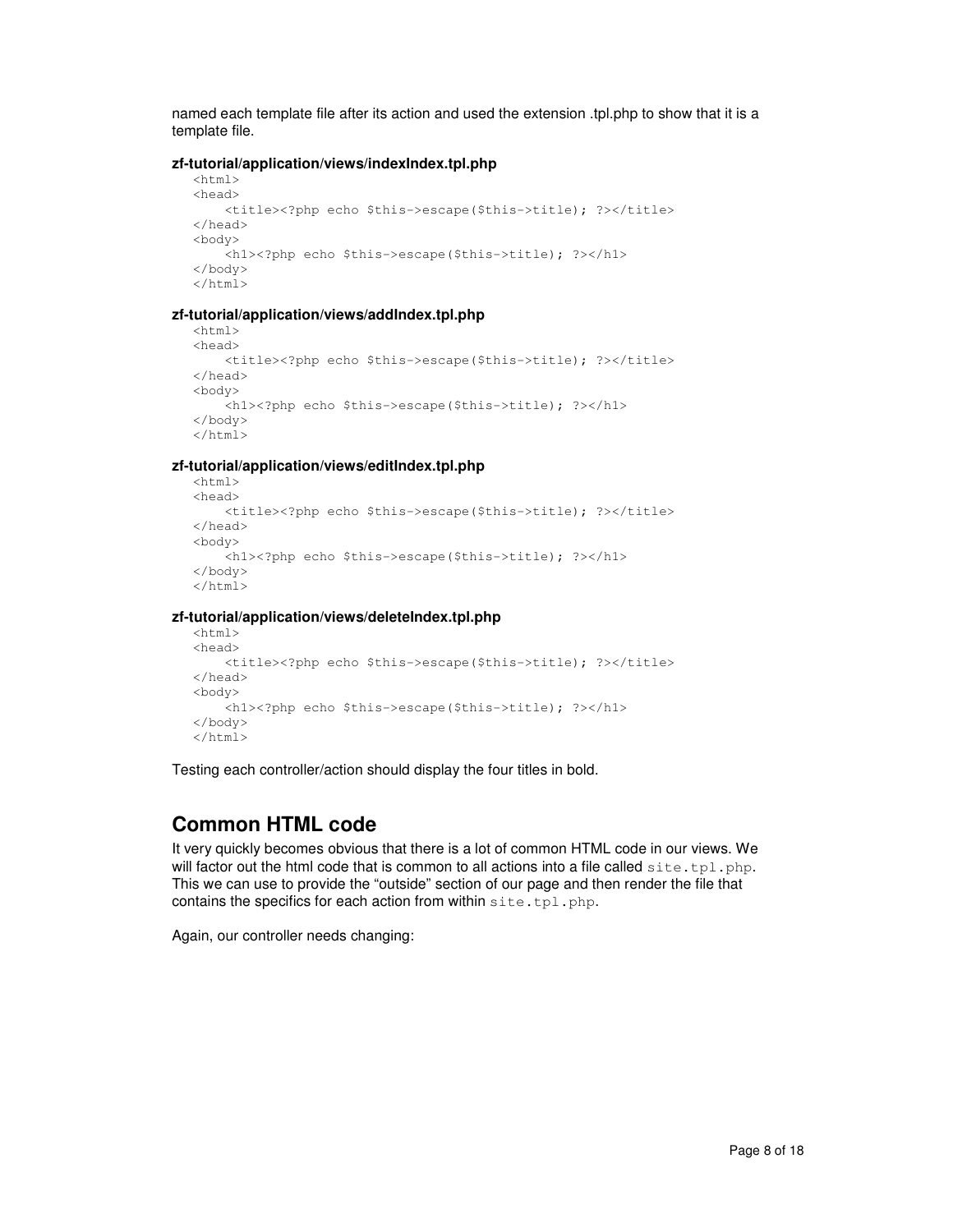named each template file after its action and used the extension .tpl.php to show that it is a template file.

**zf-tutorial/application/views/indexIndex.tpl.php**

```
<html>
<head>
    <title><?php echo $this->escape($this->title); ?></title>
</head>
<body>
    <h1><?php echo $this->escape($this->title); ?></h1>
</body>
</html>
```

**zf-tutorial/application/views/addIndex.tpl.php**

```
<html>
<head>
    <title><?php echo $this->escape($this->title); ?></title>
</head>
<body>
    <h1><?php echo $this->escape($this->title); ?></h1>
</body>
</html>
```

**zf-tutorial/application/views/editIndex.tpl.php**

```
<html>
<head>
    <title><?php echo $this->escape($this->title); ?></title>
</head>
<body>
    <h1><?php echo $this->escape($this->title); ?></h1>
</body>
</html>
```

**zf-tutorial/application/views/deleteIndex.tpl.php**

```
<html>
<head>
    <title><?php echo $this->escape($this->title); ?></title>
</head>
<body>
    <h1><?php echo $this->escape($this->title); ?></h1>
</body>
</html>
```

Testing each controller/action should display the four titles in bold.

## Common HTML code

It very quickly becomes obvious that there is a lot of common HTML code in our views. We will factor out the html code that is common to all actions into a file called `site.tpl.php`. This we can use to provide the "outside" section of our page and then render the file that contains the specifics for each action from within `site.tpl.php`.

Again, our controller needs changing: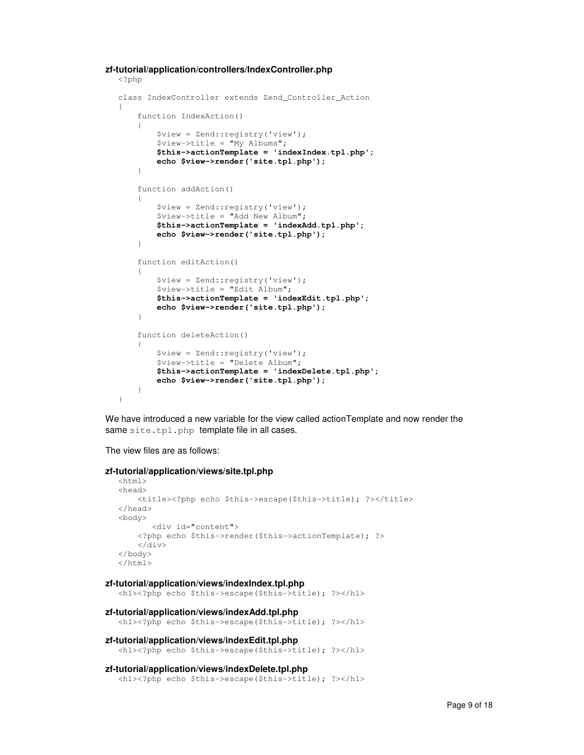**zf-tutorial/application/controllers/IndexController.php**

```
<?php

class IndexController extends Zend_Controller_Action
{
    function IndexAction()
    {
        $view = Zend::registry('view');
        $view->title = "My Albums";
        $this->actionTemplate = 'indexIndex.tpl.php';
        echo $view->render('site.tpl.php');
    }

    function addAction()
    {
        $view = Zend::registry('view');
        $view->title = "Add New Album";
        $this->actionTemplate = 'indexAdd.tpl.php';
        echo $view->render('site.tpl.php');
    }

    function editAction()
    {
        $view = Zend::registry('view');
        $view->title = "Edit Album";
        $this->actionTemplate = 'indexEdit.tpl.php';
        echo $view->render('site.tpl.php');
    }

    function deleteAction()
    {
        $view = Zend::registry('view');
        $view->title = "Delete Album";
        $this->actionTemplate = 'indexDelete.tpl.php';
        echo $view->render('site.tpl.php');
    }
}
```

We have introduced a new variable for the view called actionTemplate and now render the same `site.tpl.php` template file in all cases.

The view files are as follows:

**zf-tutorial/application/views/site.tpl.php**

```
<html>
<head>
    <title><?php echo $this->escape($this->title); ?></title>
</head>
<body>
       <div id="content">
    <?php echo $this->render($this->actionTemplate); ?>
    </div>
</body>
</html>
```

**zf-tutorial/application/views/indexIndex.tpl.php**

```
<h1><?php echo $this->escape($this->title); ?></h1>
```

**zf-tutorial/application/views/indexAdd.tpl.php**

```
<h1><?php echo $this->escape($this->title); ?></h1>
```

**zf-tutorial/application/views/indexEdit.tpl.php**

```
<h1><?php echo $this->escape($this->title); ?></h1>
```

**zf-tutorial/application/views/indexDelete.tpl.php**

```
<h1><?php echo $this->escape($this->title); ?></h1>
```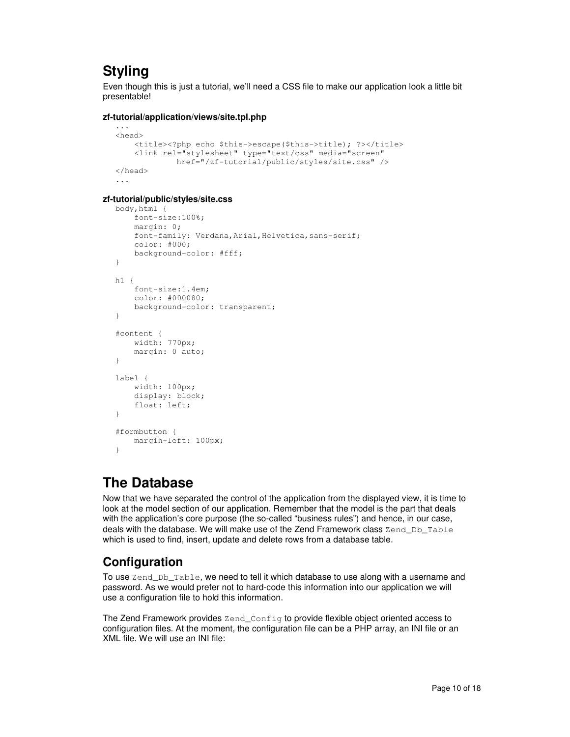## Styling

Even though this is just a tutorial, we'll need a CSS file to make our application look a little bit presentable!

**zf-tutorial/application/views/site.tpl.php**

```
...
<head>
    <title><?php echo $this->escape($this->title); ?></title>
    <link rel="stylesheet" type="text/css" media="screen"
             href="/zf-tutorial/public/styles/site.css" />
</head>
...
```

**zf-tutorial/public/styles/site.css**

```
body,html {
    font-size:100%;
    margin: 0;
    font-family: Verdana,Arial,Helvetica,sans-serif;
    color: #000;
    background-color: #fff;
}

h1 {
    font-size:1.4em;
    color: #000080;
    background-color: transparent;
}

#content {
    width: 770px;
    margin: 0 auto;
}

label {
    width: 100px;
    display: block;
    float: left;
}

#formbutton {
    margin-left: 100px;
}
```

## The Database

Now that we have separated the control of the application from the displayed view, it is time to look at the model section of our application. Remember that the model is the part that deals with the application's core purpose (the so-called "business rules") and hence, in our case, deals with the database. We will make use of the Zend Framework class `Zend_Db_Table` which is used to find, insert, update and delete rows from a database table.

## Configuration

To use `Zend_Db_Table`, we need to tell it which database to use along with a username and password. As we would prefer not to hard-code this information into our application we will use a configuration file to hold this information.

The Zend Framework provides `Zend_Config` to provide flexible object oriented access to configuration files. At the moment, the configuration file can be a PHP array, an INI file or an XML file. We will use an INI file: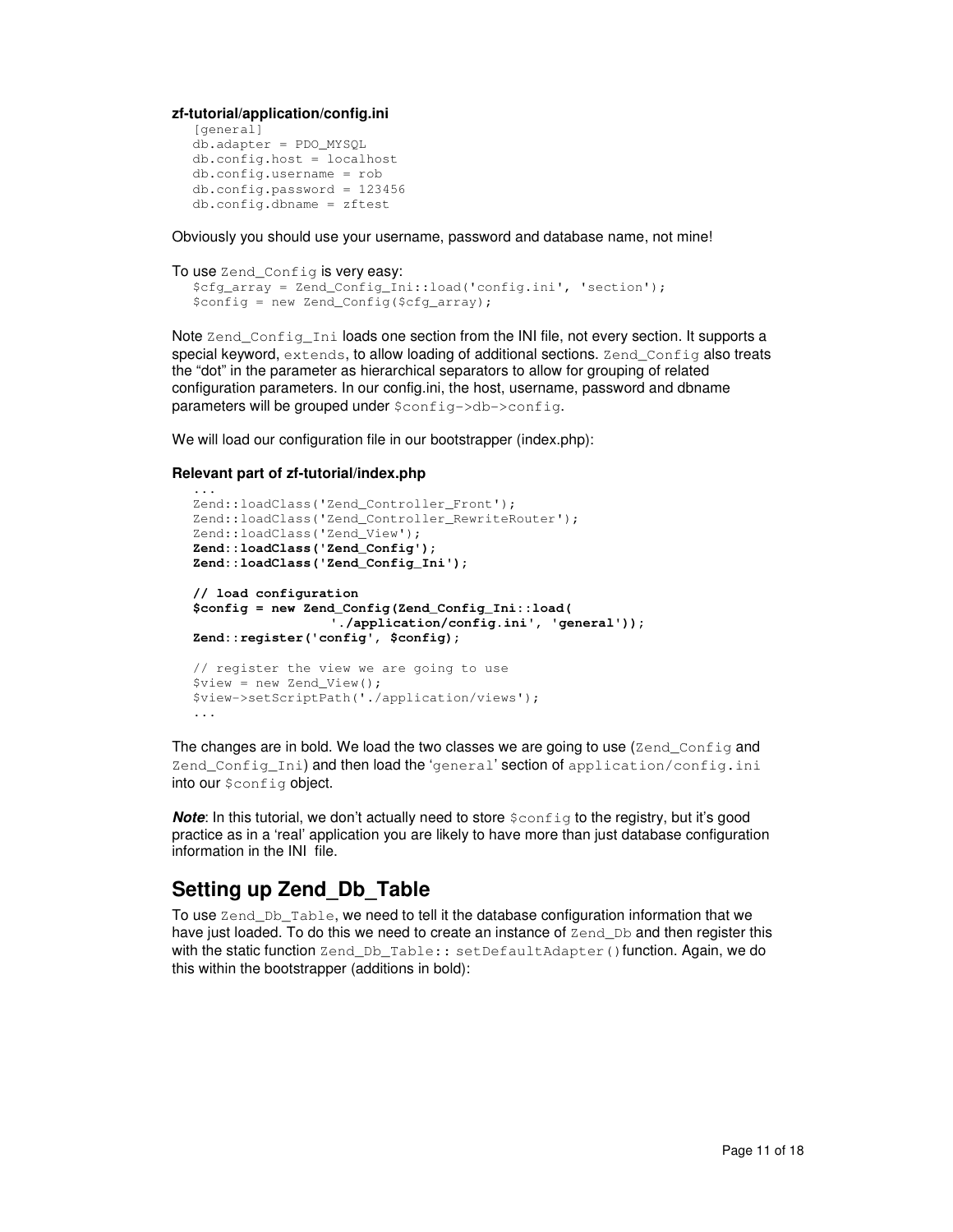**zf-tutorial/application/config.ini**

```
[general]
db.adapter = PDO_MYSQL
db.config.host = localhost
db.config.username = rob
db.config.password = 123456
db.config.dbname = zftest
```

Obviously you should use your username, password and database name, not mine!

To use `Zend_Config` is very easy:

```
$cfg_array = Zend_Config_Ini::load('config.ini', 'section');
$config = new Zend_Config($cfg_array);
```

Note `Zend_Config_Ini` loads one section from the INI file, not every section. It supports a special keyword, `extends`, to allow loading of additional sections. `Zend_Config` also treats the "dot" in the parameter as hierarchical separators to allow for grouping of related configuration parameters. In our config.ini, the host, username, password and dbname parameters will be grouped under `$config->db->config`.

We will load our configuration file in our bootstrapper (index.php):

**Relevant part of zf-tutorial/index.php**

```
...
Zend::loadClass('Zend_Controller_Front');
Zend::loadClass('Zend_Controller_RewriteRouter');
Zend::loadClass('Zend_View');
Zend::loadClass('Zend_Config');
Zend::loadClass('Zend_Config_Ini');

// load configuration
$config = new Zend_Config(Zend_Config_Ini::load(
                './application/config.ini', 'general'));
Zend::register('config', $config);

// register the view we are going to use
$view = new Zend_View();
$view->setScriptPath('./application/views');
...
```

The changes are in bold. We load the two classes we are going to use (`Zend_Config` and `Zend_Config_Ini`) and then load the '`general`' section of `application/config.ini` into our `$config` object.

***Note***: In this tutorial, we don't actually need to store `$config` to the registry, but it's good practice as in a 'real' application you are likely to have more than just database configuration information in the INI file.

## Setting up Zend_Db_Table

To use `Zend_Db_Table`, we need to tell it the database configuration information that we have just loaded. To do this we need to create an instance of `Zend_Db` and then register this with the static function `Zend_Db_Table:: setDefaultAdapter()` function. Again, we do this within the bootstrapper (additions in bold):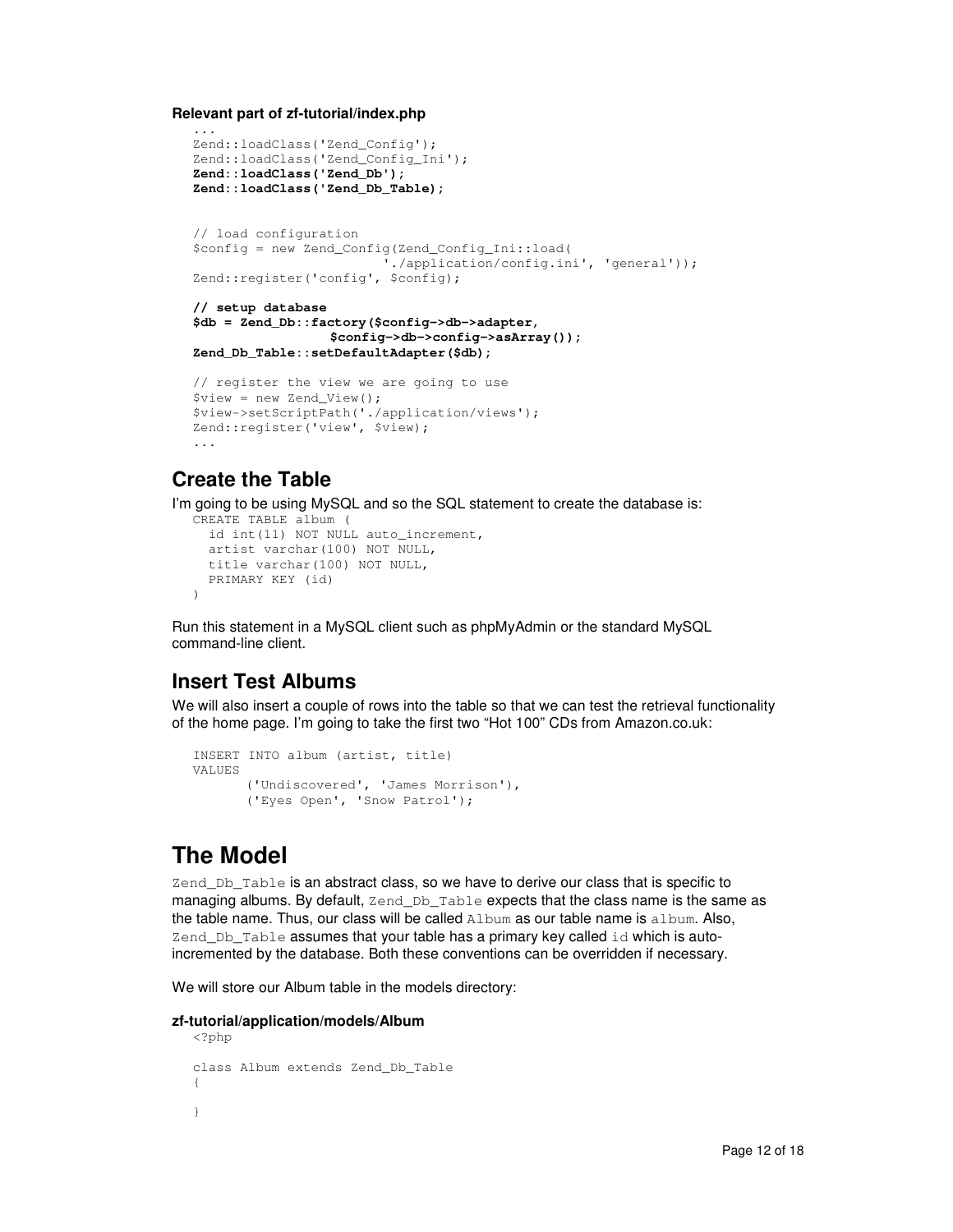**Relevant part of zf-tutorial/index.php**

```
...
Zend::loadClass('Zend_Config');
Zend::loadClass('Zend_Config_Ini');
Zend::loadClass('Zend_Db');
Zend::loadClass('Zend_Db_Table');


// load configuration
$config = new Zend_Config(Zend_Config_Ini::load(
                        './application/config.ini', 'general'));
Zend::register('config', $config);

// setup database
$db = Zend_Db::factory($config->db->adapter,
                $config->db->config->asArray());
Zend_Db_Table::setDefaultAdapter($db);

// register the view we are going to use
$view = new Zend_View();
$view->setScriptPath('./application/views');
Zend::register('view', $view);
...
```

## Create the Table

I'm going to be using MySQL and so the SQL statement to create the database is:

```
CREATE TABLE album (
  id int(11) NOT NULL auto_increment,
  artist varchar(100) NOT NULL,
  title varchar(100) NOT NULL,
  PRIMARY KEY (id)
)
```

Run this statement in a MySQL client such as phpMyAdmin or the standard MySQL command-line client.

## Insert Test Albums

We will also insert a couple of rows into the table so that we can test the retrieval functionality of the home page. I'm going to take the first two "Hot 100" CDs from Amazon.co.uk:

```
INSERT INTO album (artist, title)
VALUES
       ('Undiscovered', 'James Morrison'),
       ('Eyes Open', 'Snow Patrol');
```

# The Model

`Zend_Db_Table` is an abstract class, so we have to derive our class that is specific to managing albums. By default, `Zend_Db_Table` expects that the class name is the same as the table name. Thus, our class will be called `Album` as our table name is `album`. Also, `Zend_Db_Table` assumes that your table has a primary key called `id` which is auto-incremented by the database. Both these conventions can be overridden if necessary.

We will store our Album table in the models directory:

**zf-tutorial/application/models/Album**

```
<?php

class Album extends Zend_Db_Table
{

}
```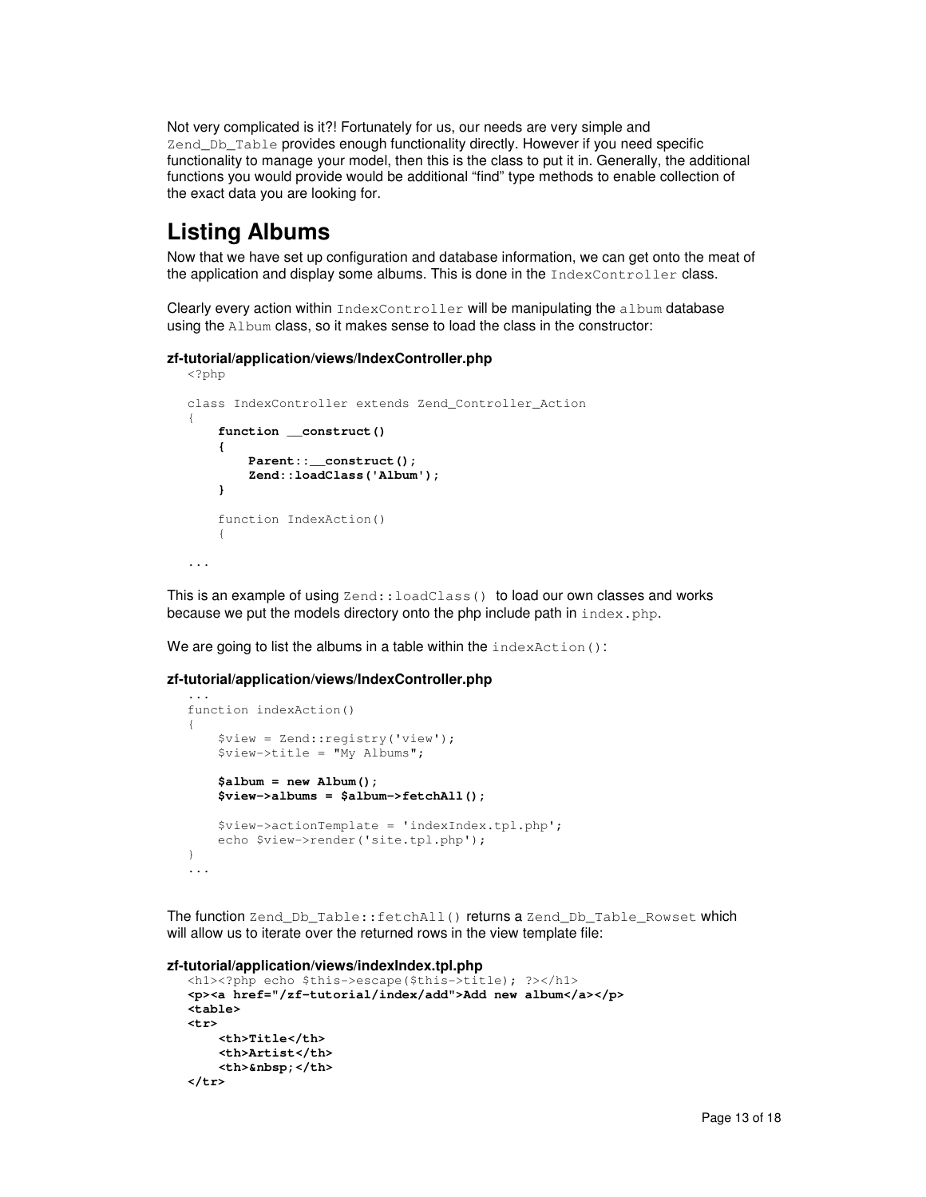Not very complicated is it?! Fortunately for us, our needs are very simple and `Zend_Db_Table` provides enough functionality directly. However if you need specific functionality to manage your model, then this is the class to put it in. Generally, the additional functions you would provide would be additional "find" type methods to enable collection of the exact data you are looking for.

# Listing Albums

Now that we have set up configuration and database information, we can get onto the meat of the application and display some albums. This is done in the `IndexController` class.

Clearly every action within `IndexController` will be manipulating the `album` database using the `Album` class, so it makes sense to load the class in the constructor:

**zf-tutorial/application/views/IndexController.php**

```
<?php

class IndexController extends Zend_Controller_Action
{
    function __construct()
    {
        Parent::__construct();
        Zend::loadClass('Album');
    }

    function IndexAction()
    {

...
```

This is an example of using `Zend::loadClass()` to load our own classes and works because we put the models directory onto the php include path in `index.php`.

We are going to list the albums in a table within the `indexAction()`:

**zf-tutorial/application/views/IndexController.php**

```
...
function indexAction()
{
    $view = Zend::registry('view');
    $view->title = "My Albums";

    $album = new Album();
    $view->albums = $album->fetchAll();

    $view->actionTemplate = 'indexIndex.tpl.php';
    echo $view->render('site.tpl.php');
}
...
```

The function `Zend_Db_Table::fetchAll()` returns a `Zend_Db_Table_Rowset` which will allow us to iterate over the returned rows in the view template file:

**zf-tutorial/application/views/indexIndex.tpl.php**

```
<h1><?php echo $this->escape($this->title); ?></h1>
<p><a href="/zf-tutorial/index/add">Add new album</a></p>
<table>
<tr>
    <th>Title</th>
    <th>Artist</th>
    <th>&nbsp;</th>
</tr>
```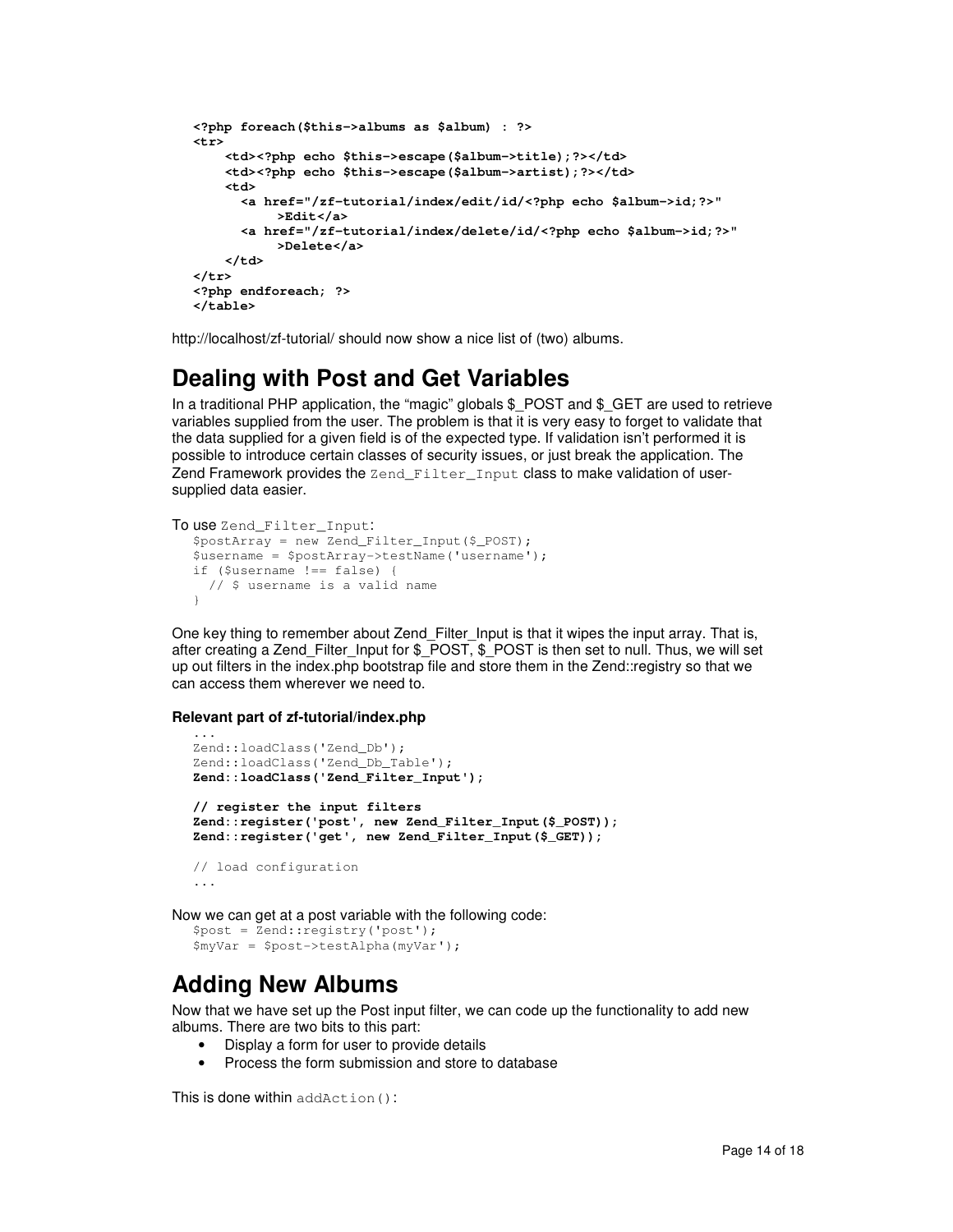```
<?php foreach($this->albums as $album) : ?>
<tr>
    <td><?php echo $this->escape($album->title);?></td>
    <td><?php echo $this->escape($album->artist);?></td>
    <td>
      <a href="/zf-tutorial/index/edit/id/<?php echo $album->id;?>"
           >Edit</a>
      <a href="/zf-tutorial/index/delete/id/<?php echo $album->id;?>"
           >Delete</a>
    </td>
</tr>
<?php endforeach; ?>
</table>
```

http://localhost/zf-tutorial/ should now show a nice list of (two) albums.

## Dealing with Post and Get Variables

In a traditional PHP application, the "magic" globals $_POST and $_GET are used to retrieve variables supplied from the user. The problem is that it is very easy to forget to validate that the data supplied for a given field is of the expected type. If validation isn't performed it is possible to introduce certain classes of security issues, or just break the application. The Zend Framework provides the `Zend_Filter_Input` class to make validation of user-supplied data easier.

To use `Zend_Filter_Input`:

```
$postArray = new Zend_Filter_Input($_POST);
$username = $postArray->testName('username');
if ($username !== false) {
  // $ username is a valid name
}
```

One key thing to remember about Zend_Filter_Input is that it wipes the input array. That is, after creating a Zend_Filter_Input for $_POST, $_POST is then set to null. Thus, we will set up out filters in the index.php bootstrap file and store them in the Zend::registry so that we can access them wherever we need to.

**Relevant part of zf-tutorial/index.php**

```
...
Zend::loadClass('Zend_Db');
Zend::loadClass('Zend_Db_Table');
Zend::loadClass('Zend_Filter_Input');

// register the input filters
Zend::register('post', new Zend_Filter_Input($_POST));
Zend::register('get', new Zend_Filter_Input($_GET));

// load configuration
...
```

Now we can get at a post variable with the following code:

```
$post = Zend::registry('post');
$myVar = $post->testAlpha(myVar');
```

## Adding New Albums

Now that we have set up the Post input filter, we can code up the functionality to add new albums. There are two bits to this part:

- Display a form for user to provide details
- Process the form submission and store to database

This is done within `addAction()`: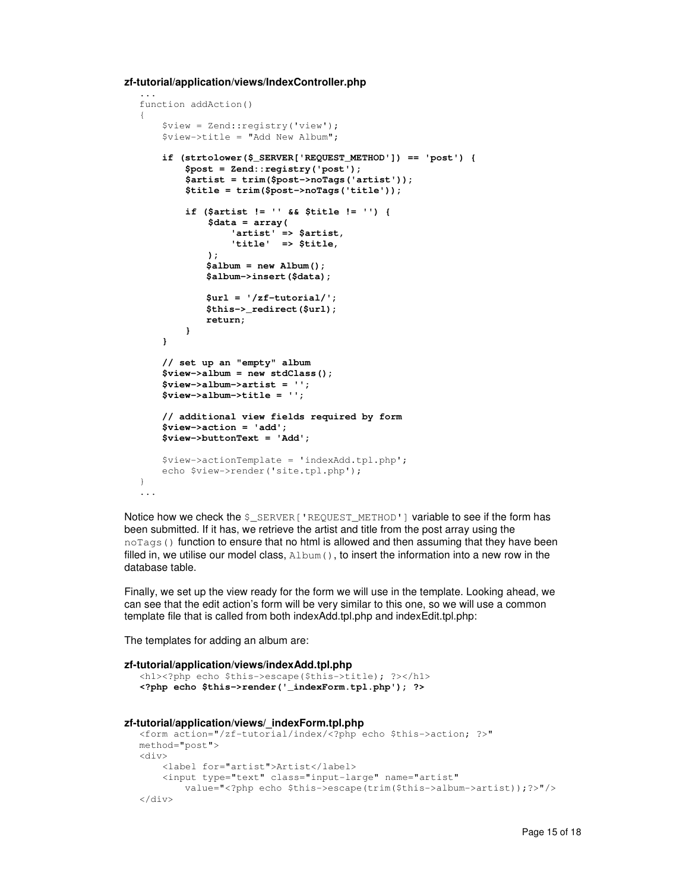**zf-tutorial/application/views/IndexController.php**

```
...
function addAction()
{
    $view = Zend::registry('view');
    $view->title = "Add New Album";

    if (strtolower($_SERVER['REQUEST_METHOD']) == 'post') {
        $post = Zend::registry('post');
        $artist = trim($post->noTags('artist'));
        $title = trim($post->noTags('title'));

        if ($artist != '' && $title != '') {
            $data = array(
                'artist' => $artist,
                'title'  => $title,
            );
            $album = new Album();
            $album->insert($data);

            $url = '/zf-tutorial/';
            $this->_redirect($url);
            return;
        }
    }

    // set up an "empty" album
    $view->album = new stdClass();
    $view->album->artist = '';
    $view->album->title = '';

    // additional view fields required by form
    $view->action = 'add';
    $view->buttonText = 'Add';

    $view->actionTemplate = 'indexAdd.tpl.php';
    echo $view->render('site.tpl.php');
}
...
```

Notice how we check the `$_SERVER['REQUEST_METHOD']` variable to see if the form has been submitted. If it has, we retrieve the artist and title from the post array using the `noTags()` function to ensure that no html is allowed and then assuming that they have been filled in, we utilise our model class, `Album()`, to insert the information into a new row in the database table.

Finally, we set up the view ready for the form we will use in the template. Looking ahead, we can see that the edit action's form will be very similar to this one, so we will use a common template file that is called from both indexAdd.tpl.php and indexEdit.tpl.php:

The templates for adding an album are:

**zf-tutorial/application/views/indexAdd.tpl.php**

```
<h1><?php echo $this->escape($this->title); ?></h1>
<?php echo $this->render('_indexForm.tpl.php'); ?>
```

**zf-tutorial/application/views/_indexForm.tpl.php**

```
<form action="/zf-tutorial/index/<?php echo $this->action; ?>"
method="post">
<div>
    <label for="artist">Artist</label>
    <input type="text" class="input-large" name="artist"
        value="<?php echo $this->escape(trim($this->album->artist));?>"/>
</div>
```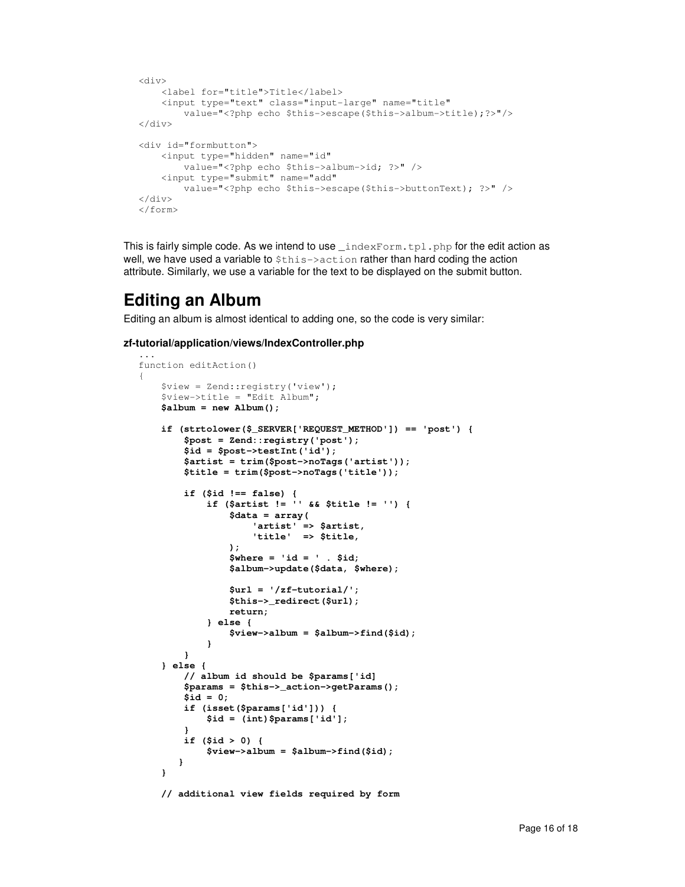```
<div>
    <label for="title">Title</label>
    <input type="text" class="input-large" name="title"
        value="<?php echo $this->escape($this->album->title);?>"/>
</div>

<div id="formbutton">
    <input type="hidden" name="id"
        value="<?php echo $this->album->id; ?>" />
    <input type="submit" name="add"
        value="<?php echo $this->escape($this->buttonText); ?>" />
</div>
</form>
```

This is fairly simple code. As we intend to use `_indexForm.tpl.php` for the edit action as well, we have used a variable to `$this->action` rather than hard coding the action attribute. Similarly, we use a variable for the text to be displayed on the submit button.

## Editing an Album

Editing an album is almost identical to adding one, so the code is very similar:

**zf-tutorial/application/views/IndexController.php**

```
...
function editAction()
{
    $view = Zend::registry('view');
    $view->title = "Edit Album";
    $album = new Album();

    if (strtolower($_SERVER['REQUEST_METHOD']) == 'post') {
        $post = Zend::registry('post');
        $id = $post->testInt('id');
        $artist = trim($post->noTags('artist'));
        $title = trim($post->noTags('title'));

        if ($id !== false) {
            if ($artist != '' && $title != '') {
                $data = array(
                    'artist' => $artist,
                    'title'  => $title,
                );
                $where = 'id = ' . $id;
                $album->update($data, $where);

                $url = '/zf-tutorial/';
                $this->_redirect($url);
                return;
            } else {
                $view->album = $album->find($id);
            }
        }
    } else {
        // album id should be $params['id]
        $params = $this->_action->getParams();
        $id = 0;
        if (isset($params['id'])) {
            $id = (int)$params['id'];
        }
        if ($id > 0) {
            $view->album = $album->find($id);
       }
    }

    // additional view fields required by form
```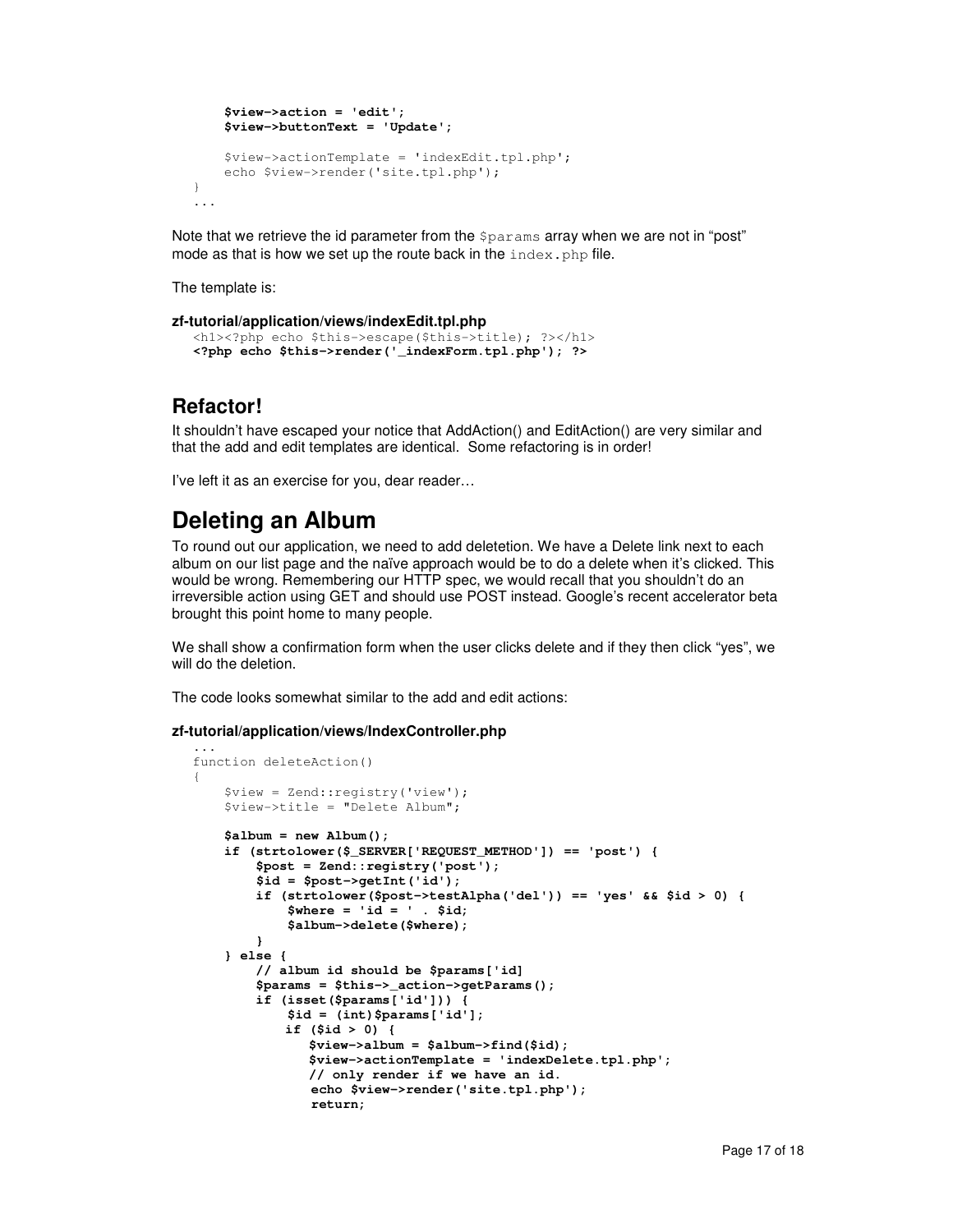```
        $view->action = 'edit';
        $view->buttonText = 'Update';

        $view->actionTemplate = 'indexEdit.tpl.php';
        echo $view->render('site.tpl.php');
    }
    ...
```

Note that we retrieve the id parameter from the `$params` array when we are not in "post" mode as that is how we set up the route back in the `index.php` file.

The template is:

**zf-tutorial/application/views/indexEdit.tpl.php**

```
<h1><?php echo $this->escape($this->title); ?></h1>
<?php echo $this->render('_indexForm.tpl.php'); ?>
```

## Refactor!

It shouldn't have escaped your notice that AddAction() and EditAction() are very similar and that the add and edit templates are identical. Some refactoring is in order!

I've left it as an exercise for you, dear reader…

# Deleting an Album

To round out our application, we need to add deletetion. We have a Delete link next to each album on our list page and the naïve approach would be to do a delete when it's clicked. This would be wrong. Remembering our HTTP spec, we would recall that you shouldn't do an irreversible action using GET and should use POST instead. Google's recent accelerator beta brought this point home to many people.

We shall show a confirmation form when the user clicks delete and if they then click "yes", we will do the deletion.

The code looks somewhat similar to the add and edit actions:

**zf-tutorial/application/views/IndexController.php**

```
...
function deleteAction()
{
    $view = Zend::registry('view');
    $view->title = "Delete Album";

    $album = new Album();
    if (strtolower($_SERVER['REQUEST_METHOD']) == 'post') {
        $post = Zend::registry('post');
        $id = $post->getInt('id');
        if (strtolower($post->testAlpha('del')) == 'yes' && $id > 0) {
            $where = 'id = ' . $id;
            $album->delete($where);
        }
    } else {
        // album id should be $params['id']
        $params = $this->_action->getParams();
        if (isset($params['id'])) {
            $id = (int)$params['id'];
            if ($id > 0) {
                $view->album = $album->find($id);
                $view->actionTemplate = 'indexDelete.tpl.php';
                // only render if we have an id.
                echo $view->render('site.tpl.php');
                return;
```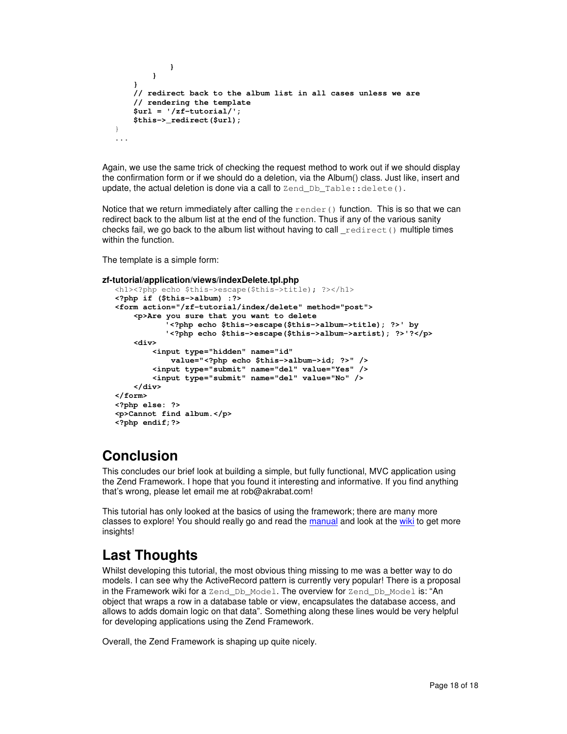```
            }
        }
    }
    // redirect back to the album list in all cases unless we are
    // rendering the template
    $url = '/zf-tutorial/';
    $this->_redirect($url);
}
...
```

Again, we use the same trick of checking the request method to work out if we should display the confirmation form or if we should do a deletion, via the Album() class. Just like, insert and update, the actual deletion is done via a call to `Zend_Db_Table::delete()`.

Notice that we return immediately after calling the `render()` function. This is so that we can redirect back to the album list at the end of the function. Thus if any of the various sanity checks fail, we go back to the album list without having to call `_redirect()` multiple times within the function.

The template is a simple form:

**zf-tutorial/application/views/indexDelete.tpl.php**

```
<h1><?php echo $this->escape($this->title); ?></h1>
<?php if ($this->album) :?>
<form action="/zf-tutorial/index/delete" method="post">
    <p>Are you sure that you want to delete
          '<?php echo $this->escape($this->album->title); ?>' by
          '<?php echo $this->escape($this->album->artist); ?>'?</p>
    <div>
        <input type="hidden" name="id"
            value="<?php echo $this->album->id; ?>" />
        <input type="submit" name="del" value="Yes" />
        <input type="submit" name="del" value="No" />
    </div>
</form>
<?php else: ?>
<p>Cannot find album.</p>
<?php endif;?>
```

# Conclusion

This concludes our brief look at building a simple, but fully functional, MVC application using the Zend Framework. I hope that you found it interesting and informative. If you find anything that's wrong, please let email me at rob@akrabat.com!

This tutorial has only looked at the basics of using the framework; there are many more classes to explore! You should really go and read the manual and look at the wiki to get more insights!

# Last Thoughts

Whilst developing this tutorial, the most obvious thing missing to me was a better way to do models. I can see why the ActiveRecord pattern is currently very popular! There is a proposal in the Framework wiki for a `Zend_Db_Model`. The overview for `Zend_Db_Model` is: "An object that wraps a row in a database table or view, encapsulates the database access, and allows to adds domain logic on that data". Something along these lines would be very helpful for developing applications using the Zend Framework.

Overall, the Zend Framework is shaping up quite nicely.